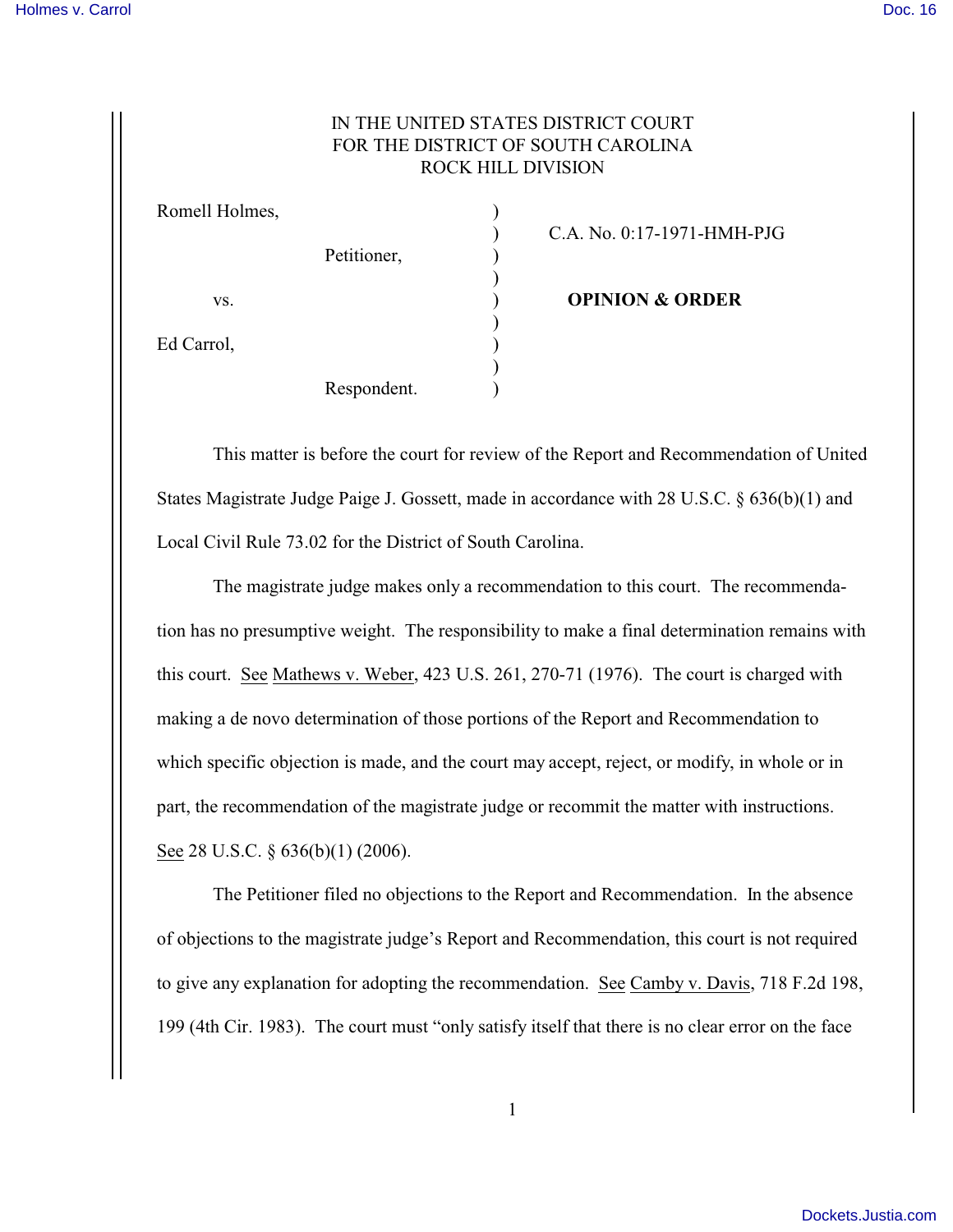IN THE UNITED STATES DISTRICT COURT
FOR THE DISTRICT OF SOUTH CAROLINA
ROCK HILL DIVISION

| | | |
|---|---|---|
| Romell Holmes, | ) | |
| | ) | C.A. No. 0:17-1971-HMH-PJG |
| Petitioner, | ) | |
| | ) | |
| vs. | ) | **OPINION & ORDER** |
| | ) | |
| Ed Carrol, | ) | |
| | ) | |
| Respondent. | ) | |

This matter is before the court for review of the Report and Recommendation of United States Magistrate Judge Paige J. Gossett, made in accordance with 28 U.S.C. § 636(b)(1) and Local Civil Rule 73.02 for the District of South Carolina.

The magistrate judge makes only a recommendation to this court. The recommendation has no presumptive weight. The responsibility to make a final determination remains with this court. See Mathews v. Weber, 423 U.S. 261, 270-71 (1976). The court is charged with making a de novo determination of those portions of the Report and Recommendation to which specific objection is made, and the court may accept, reject, or modify, in whole or in part, the recommendation of the magistrate judge or recommit the matter with instructions. See 28 U.S.C. § 636(b)(1) (2006).

The Petitioner filed no objections to the Report and Recommendation. In the absence of objections to the magistrate judge's Report and Recommendation, this court is not required to give any explanation for adopting the recommendation. See Camby v. Davis, 718 F.2d 198, 199 (4th Cir. 1983). The court must "only satisfy itself that there is no clear error on the face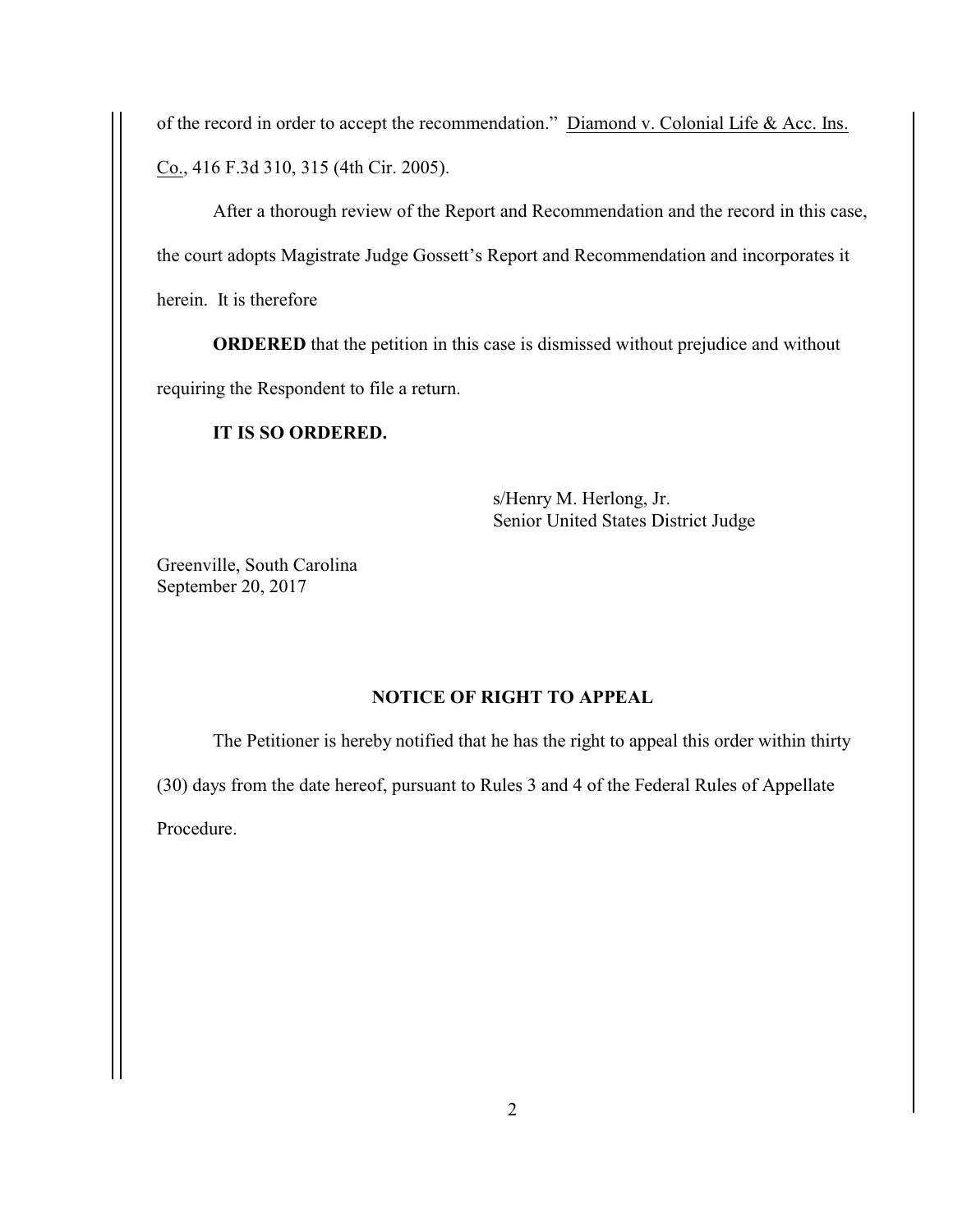of the record in order to accept the recommendation." Diamond v. Colonial Life & Acc. Ins. Co., 416 F.3d 310, 315 (4th Cir. 2005).

After a thorough review of the Report and Recommendation and the record in this case, the court adopts Magistrate Judge Gossett's Report and Recommendation and incorporates it herein. It is therefore

**ORDERED** that the petition in this case is dismissed without prejudice and without requiring the Respondent to file a return.

**IT IS SO ORDERED.**

s/Henry M. Herlong, Jr.
Senior United States District Judge

Greenville, South Carolina
September 20, 2017

## NOTICE OF RIGHT TO APPEAL

The Petitioner is hereby notified that he has the right to appeal this order within thirty (30) days from the date hereof, pursuant to Rules 3 and 4 of the Federal Rules of Appellate Procedure.